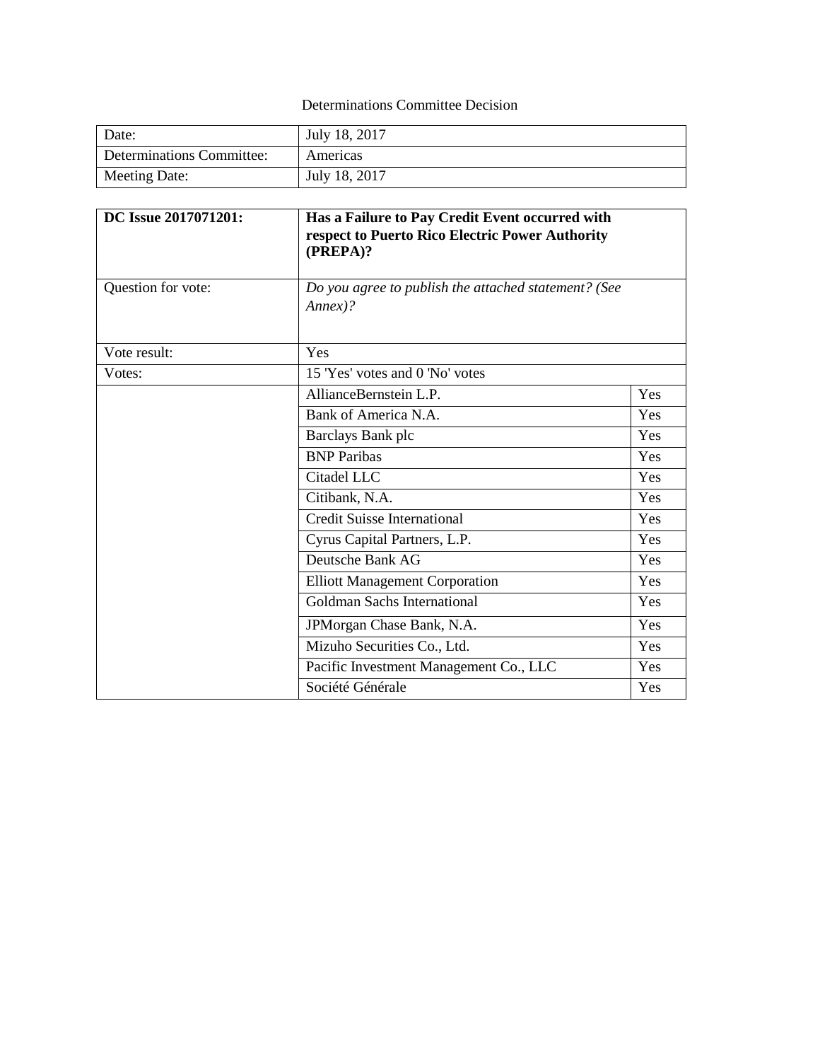Determinations Committee Decision

| Date: | July 18, 2017 |
| --- | --- |
| Determinations Committee: | Americas |
| Meeting Date: | July 18, 2017 |

| **DC Issue 2017071201:** | **Has a Failure to Pay Credit Event occurred with respect to Puerto Rico Electric Power Authority (PREPA)?** | |
| --- | --- | --- |
| Question for vote: | *Do you agree to publish the attached statement? (See Annex)?* | |
| Vote result: | Yes | |
| Votes: | 15 'Yes' votes and 0 'No' votes | |
| | AllianceBernstein L.P. | Yes |
| | Bank of America N.A. | Yes |
| | Barclays Bank plc | Yes |
| | BNP Paribas | Yes |
| | Citadel LLC | Yes |
| | Citibank, N.A. | Yes |
| | Credit Suisse International | Yes |
| | Cyrus Capital Partners, L.P. | Yes |
| | Deutsche Bank AG | Yes |
| | Elliott Management Corporation | Yes |
| | Goldman Sachs International | Yes |
| | JPMorgan Chase Bank, N.A. | Yes |
| | Mizuho Securities Co., Ltd. | Yes |
| | Pacific Investment Management Co., LLC | Yes |
| | Société Générale | Yes |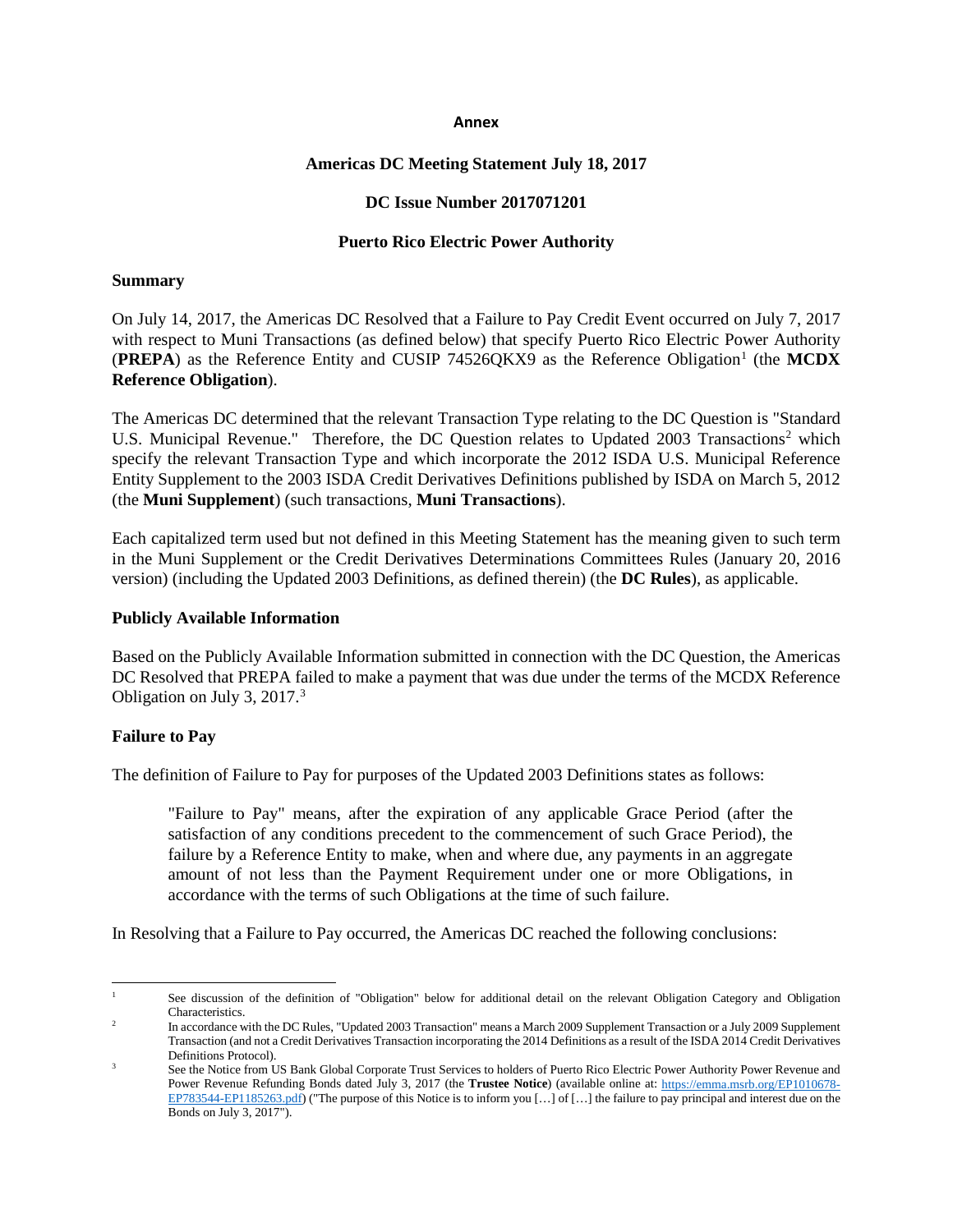**Annex**

**Americas DC Meeting Statement July 18, 2017**

**DC Issue Number 2017071201**

**Puerto Rico Electric Power Authority**

## Summary

On July 14, 2017, the Americas DC Resolved that a Failure to Pay Credit Event occurred on July 7, 2017 with respect to Muni Transactions (as defined below) that specify Puerto Rico Electric Power Authority (**PREPA**) as the Reference Entity and CUSIP 74526QKX9 as the Reference Obligation[1] (the **MCDX Reference Obligation**).

The Americas DC determined that the relevant Transaction Type relating to the DC Question is "Standard U.S. Municipal Revenue." Therefore, the DC Question relates to Updated 2003 Transactions[2] which specify the relevant Transaction Type and which incorporate the 2012 ISDA U.S. Municipal Reference Entity Supplement to the 2003 ISDA Credit Derivatives Definitions published by ISDA on March 5, 2012 (the **Muni Supplement**) (such transactions, **Muni Transactions**).

Each capitalized term used but not defined in this Meeting Statement has the meaning given to such term in the Muni Supplement or the Credit Derivatives Determinations Committees Rules (January 20, 2016 version) (including the Updated 2003 Definitions, as defined therein) (the **DC Rules**), as applicable.

## Publicly Available Information

Based on the Publicly Available Information submitted in connection with the DC Question, the Americas DC Resolved that PREPA failed to make a payment that was due under the terms of the MCDX Reference Obligation on July 3, 2017.[3]

## Failure to Pay

The definition of Failure to Pay for purposes of the Updated 2003 Definitions states as follows:

> "Failure to Pay" means, after the expiration of any applicable Grace Period (after the satisfaction of any conditions precedent to the commencement of such Grace Period), the failure by a Reference Entity to make, when and where due, any payments in an aggregate amount of not less than the Payment Requirement under one or more Obligations, in accordance with the terms of such Obligations at the time of such failure.

In Resolving that a Failure to Pay occurred, the Americas DC reached the following conclusions:

---

[1] See discussion of the definition of "Obligation" below for additional detail on the relevant Obligation Category and Obligation Characteristics.

[2] In accordance with the DC Rules, "Updated 2003 Transaction" means a March 2009 Supplement Transaction or a July 2009 Supplement Transaction (and not a Credit Derivatives Transaction incorporating the 2014 Definitions as a result of the ISDA 2014 Credit Derivatives Definitions Protocol).

[3] See the Notice from US Bank Global Corporate Trust Services to holders of Puerto Rico Electric Power Authority Power Revenue and Power Revenue Refunding Bonds dated July 3, 2017 (the **Trustee Notice**) (available online at: https://emma.msrb.org/EP1010678-EP783544-EP1185263.pdf) ("The purpose of this Notice is to inform you […] of […] the failure to pay principal and interest due on the Bonds on July 3, 2017").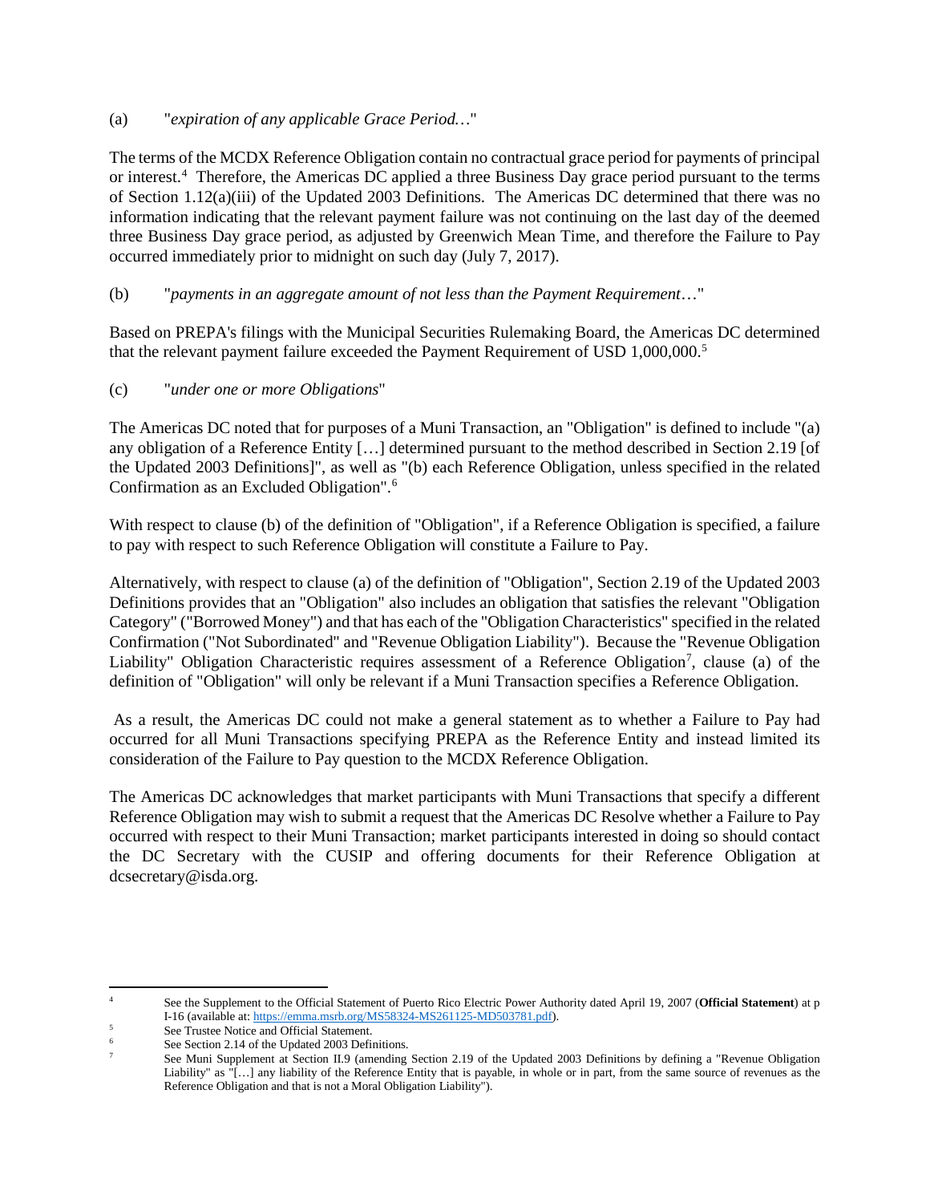(a) "*expiration of any applicable Grace Period…*"

The terms of the MCDX Reference Obligation contain no contractual grace period for payments of principal or interest.[4] Therefore, the Americas DC applied a three Business Day grace period pursuant to the terms of Section 1.12(a)(iii) of the Updated 2003 Definitions. The Americas DC determined that there was no information indicating that the relevant payment failure was not continuing on the last day of the deemed three Business Day grace period, as adjusted by Greenwich Mean Time, and therefore the Failure to Pay occurred immediately prior to midnight on such day (July 7, 2017).

(b) "*payments in an aggregate amount of not less than the Payment Requirement*…"

Based on PREPA's filings with the Municipal Securities Rulemaking Board, the Americas DC determined that the relevant payment failure exceeded the Payment Requirement of USD 1,000,000.[5]

(c) "*under one or more Obligations*"

The Americas DC noted that for purposes of a Muni Transaction, an "Obligation" is defined to include "(a) any obligation of a Reference Entity […] determined pursuant to the method described in Section 2.19 [of the Updated 2003 Definitions]", as well as "(b) each Reference Obligation, unless specified in the related Confirmation as an Excluded Obligation".[6]

With respect to clause (b) of the definition of "Obligation", if a Reference Obligation is specified, a failure to pay with respect to such Reference Obligation will constitute a Failure to Pay.

Alternatively, with respect to clause (a) of the definition of "Obligation", Section 2.19 of the Updated 2003 Definitions provides that an "Obligation" also includes an obligation that satisfies the relevant "Obligation Category" ("Borrowed Money") and that has each of the "Obligation Characteristics" specified in the related Confirmation ("Not Subordinated" and "Revenue Obligation Liability"). Because the "Revenue Obligation Liability" Obligation Characteristic requires assessment of a Reference Obligation[7], clause (a) of the definition of "Obligation" will only be relevant if a Muni Transaction specifies a Reference Obligation.

As a result, the Americas DC could not make a general statement as to whether a Failure to Pay had occurred for all Muni Transactions specifying PREPA as the Reference Entity and instead limited its consideration of the Failure to Pay question to the MCDX Reference Obligation.

The Americas DC acknowledges that market participants with Muni Transactions that specify a different Reference Obligation may wish to submit a request that the Americas DC Resolve whether a Failure to Pay occurred with respect to their Muni Transaction; market participants interested in doing so should contact the DC Secretary with the CUSIP and offering documents for their Reference Obligation at dcsecretary@isda.org.

---

[4] See the Supplement to the Official Statement of Puerto Rico Electric Power Authority dated April 19, 2007 (**Official Statement**) at p I-16 (available at: https://emma.msrb.org/MS58324-MS261125-MD503781.pdf).

[5] See Trustee Notice and Official Statement.

[6] See Section 2.14 of the Updated 2003 Definitions.

[7] See Muni Supplement at Section II.9 (amending Section 2.19 of the Updated 2003 Definitions by defining a "Revenue Obligation Liability" as "[…] any liability of the Reference Entity that is payable, in whole or in part, from the same source of revenues as the Reference Obligation and that is not a Moral Obligation Liability").